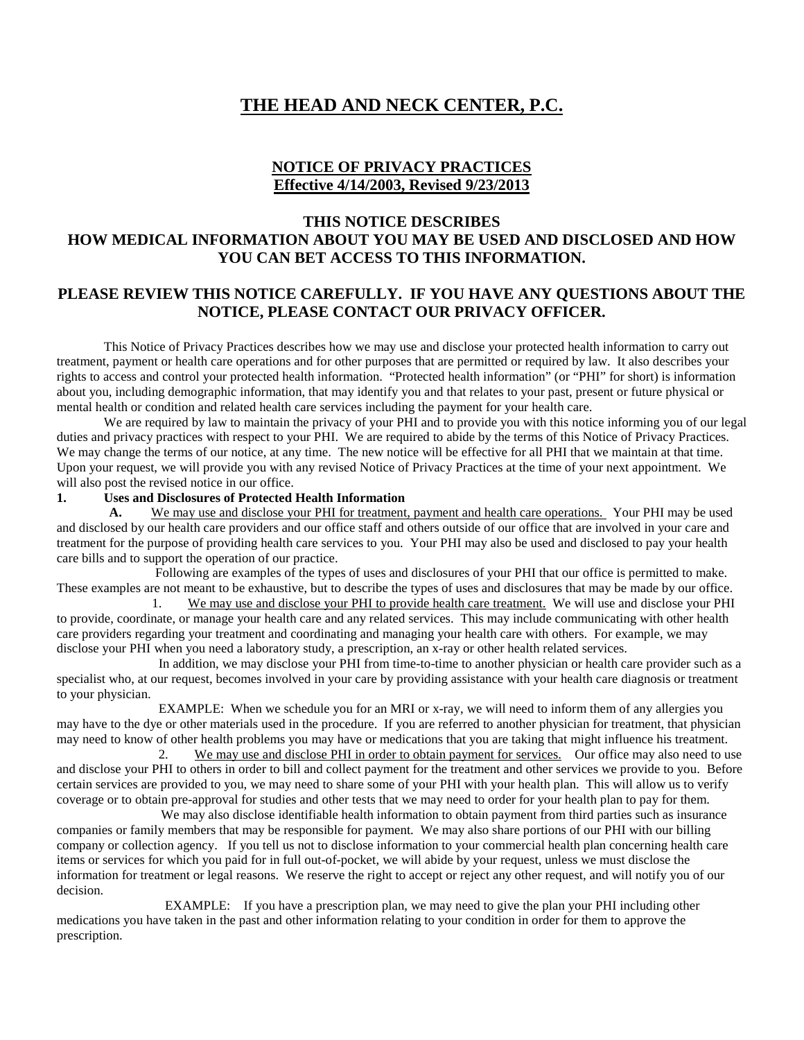# THE HEAD AND NECK CENTER, P.C.

## NOTICE OF PRIVACY PRACTICES
**Effective 4/14/2003, Revised 9/23/2013**

## THIS NOTICE DESCRIBES HOW MEDICAL INFORMATION ABOUT YOU MAY BE USED AND DISCLOSED AND HOW YOU CAN BET ACCESS TO THIS INFORMATION.

## PLEASE REVIEW THIS NOTICE CAREFULLY. IF YOU HAVE ANY QUESTIONS ABOUT THE NOTICE, PLEASE CONTACT OUR PRIVACY OFFICER.

This Notice of Privacy Practices describes how we may use and disclose your protected health information to carry out treatment, payment or health care operations and for other purposes that are permitted or required by law. It also describes your rights to access and control your protected health information. "Protected health information" (or "PHI" for short) is information about you, including demographic information, that may identify you and that relates to your past, present or future physical or mental health or condition and related health care services including the payment for your health care.

We are required by law to maintain the privacy of your PHI and to provide you with this notice informing you of our legal duties and privacy practices with respect to your PHI. We are required to abide by the terms of this Notice of Privacy Practices. We may change the terms of our notice, at any time. The new notice will be effective for all PHI that we maintain at that time. Upon your request, we will provide you with any revised Notice of Privacy Practices at the time of your next appointment. We will also post the revised notice in our office.

**1. Uses and Disclosures of Protected Health Information**

**A.** We may use and disclose your PHI for treatment, payment and health care operations. Your PHI may be used and disclosed by our health care providers and our office staff and others outside of our office that are involved in your care and treatment for the purpose of providing health care services to you. Your PHI may also be used and disclosed to pay your health care bills and to support the operation of our practice.

Following are examples of the types of uses and disclosures of your PHI that our office is permitted to make. These examples are not meant to be exhaustive, but to describe the types of uses and disclosures that may be made by our office.

1. We may use and disclose your PHI to provide health care treatment. We will use and disclose your PHI to provide, coordinate, or manage your health care and any related services. This may include communicating with other health care providers regarding your treatment and coordinating and managing your health care with others. For example, we may disclose your PHI when you need a laboratory study, a prescription, an x-ray or other health related services.

In addition, we may disclose your PHI from time-to-time to another physician or health care provider such as a specialist who, at our request, becomes involved in your care by providing assistance with your health care diagnosis or treatment to your physician.

EXAMPLE: When we schedule you for an MRI or x-ray, we will need to inform them of any allergies you may have to the dye or other materials used in the procedure. If you are referred to another physician for treatment, that physician may need to know of other health problems you may have or medications that you are taking that might influence his treatment.

2. We may use and disclose PHI in order to obtain payment for services. Our office may also need to use and disclose your PHI to others in order to bill and collect payment for the treatment and other services we provide to you. Before certain services are provided to you, we may need to share some of your PHI with your health plan. This will allow us to verify coverage or to obtain pre-approval for studies and other tests that we may need to order for your health plan to pay for them.

We may also disclose identifiable health information to obtain payment from third parties such as insurance companies or family members that may be responsible for payment. We may also share portions of our PHI with our billing company or collection agency. If you tell us not to disclose information to your commercial health plan concerning health care items or services for which you paid for in full out-of-pocket, we will abide by your request, unless we must disclose the information for treatment or legal reasons. We reserve the right to accept or reject any other request, and will notify you of our decision.

EXAMPLE: If you have a prescription plan, we may need to give the plan your PHI including other medications you have taken in the past and other information relating to your condition in order for them to approve the prescription.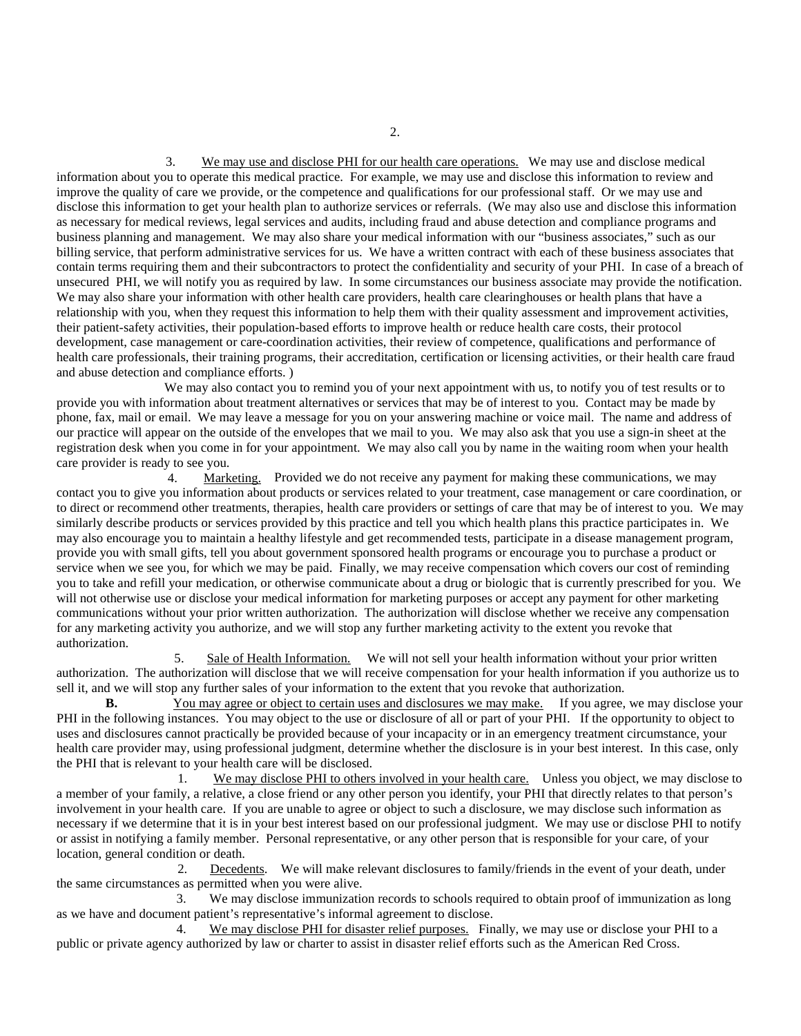3. <u>We may use and disclose PHI for our health care operations.</u> We may use and disclose medical information about you to operate this medical practice. For example, we may use and disclose this information to review and improve the quality of care we provide, or the competence and qualifications for our professional staff. Or we may use and disclose this information to get your health plan to authorize services or referrals. (We may also use and disclose this information as necessary for medical reviews, legal services and audits, including fraud and abuse detection and compliance programs and business planning and management. We may also share your medical information with our "business associates," such as our billing service, that perform administrative services for us. We have a written contract with each of these business associates that contain terms requiring them and their subcontractors to protect the confidentiality and security of your PHI. In case of a breach of unsecured PHI, we will notify you as required by law. In some circumstances our business associate may provide the notification. We may also share your information with other health care providers, health care clearinghouses or health plans that have a relationship with you, when they request this information to help them with their quality assessment and improvement activities, their patient-safety activities, their population-based efforts to improve health or reduce health care costs, their protocol development, case management or care-coordination activities, their review of competence, qualifications and performance of health care professionals, their training programs, their accreditation, certification or licensing activities, or their health care fraud and abuse detection and compliance efforts. )

We may also contact you to remind you of your next appointment with us, to notify you of test results or to provide you with information about treatment alternatives or services that may be of interest to you. Contact may be made by phone, fax, mail or email. We may leave a message for you on your answering machine or voice mail. The name and address of our practice will appear on the outside of the envelopes that we mail to you. We may also ask that you use a sign-in sheet at the registration desk when you come in for your appointment. We may also call you by name in the waiting room when your health care provider is ready to see you.

4. <u>Marketing.</u> Provided we do not receive any payment for making these communications, we may contact you to give you information about products or services related to your treatment, case management or care coordination, or to direct or recommend other treatments, therapies, health care providers or settings of care that may be of interest to you. We may similarly describe products or services provided by this practice and tell you which health plans this practice participates in. We may also encourage you to maintain a healthy lifestyle and get recommended tests, participate in a disease management program, provide you with small gifts, tell you about government sponsored health programs or encourage you to purchase a product or service when we see you, for which we may be paid. Finally, we may receive compensation which covers our cost of reminding you to take and refill your medication, or otherwise communicate about a drug or biologic that is currently prescribed for you. We will not otherwise use or disclose your medical information for marketing purposes or accept any payment for other marketing communications without your prior written authorization. The authorization will disclose whether we receive any compensation for any marketing activity you authorize, and we will stop any further marketing activity to the extent you revoke that authorization.

5. <u>Sale of Health Information.</u> We will not sell your health information without your prior written authorization. The authorization will disclose that we will receive compensation for your health information if you authorize us to sell it, and we will stop any further sales of your information to the extent that you revoke that authorization.

**B.** <u>You may agree or object to certain uses and disclosures we may make.</u> If you agree, we may disclose your PHI in the following instances. You may object to the use or disclosure of all or part of your PHI. If the opportunity to object to uses and disclosures cannot practically be provided because of your incapacity or in an emergency treatment circumstance, your health care provider may, using professional judgment, determine whether the disclosure is in your best interest. In this case, only the PHI that is relevant to your health care will be disclosed.

1. <u>We may disclose PHI to others involved in your health care.</u> Unless you object, we may disclose to a member of your family, a relative, a close friend or any other person you identify, your PHI that directly relates to that person's involvement in your health care. If you are unable to agree or object to such a disclosure, we may disclose such information as necessary if we determine that it is in your best interest based on our professional judgment. We may use or disclose PHI to notify or assist in notifying a family member. Personal representative, or any other person that is responsible for your care, of your location, general condition or death.

2. <u>Decedents</u>. We will make relevant disclosures to family/friends in the event of your death, under the same circumstances as permitted when you were alive.

3. We may disclose immunization records to schools required to obtain proof of immunization as long as we have and document patient's representative's informal agreement to disclose.

4. <u>We may disclose PHI for disaster relief purposes.</u> Finally, we may use or disclose your PHI to a public or private agency authorized by law or charter to assist in disaster relief efforts such as the American Red Cross.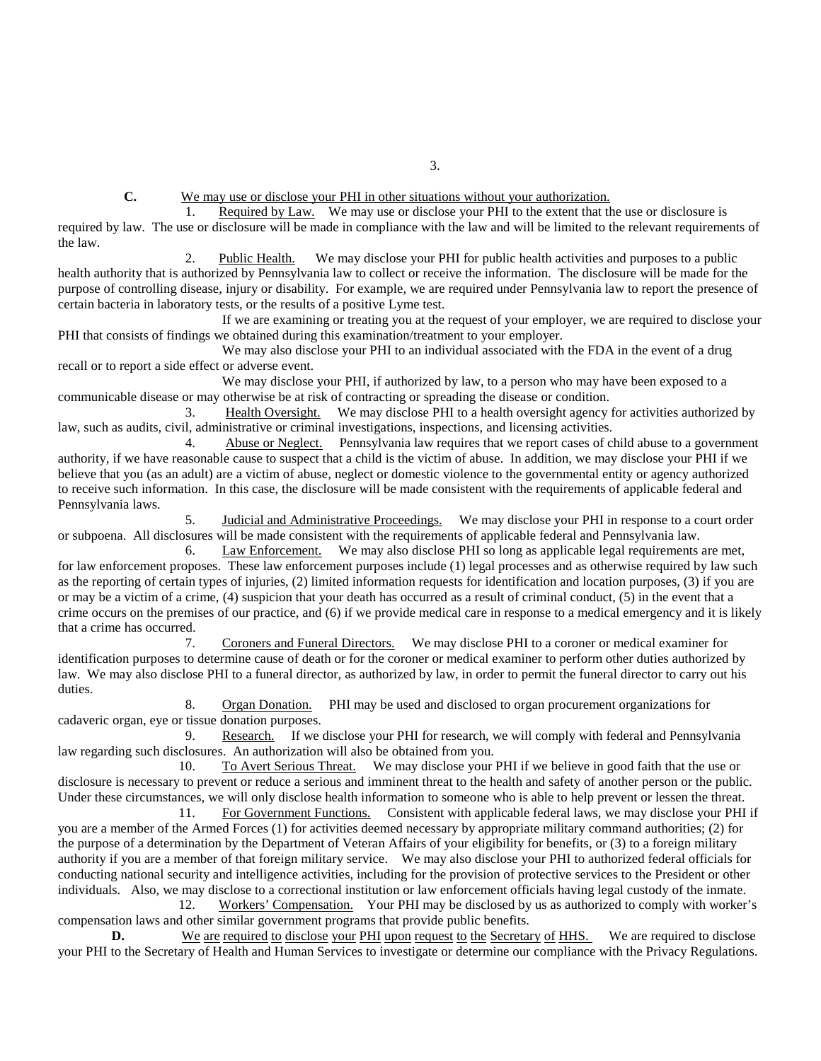**C.** <u>We may use or disclose your PHI in other situations without your authorization.</u>

1. <u>Required by Law.</u> We may use or disclose your PHI to the extent that the use or disclosure is required by law. The use or disclosure will be made in compliance with the law and will be limited to the relevant requirements of the law.

2. <u>Public Health.</u> We may disclose your PHI for public health activities and purposes to a public health authority that is authorized by Pennsylvania law to collect or receive the information. The disclosure will be made for the purpose of controlling disease, injury or disability. For example, we are required under Pennsylvania law to report the presence of certain bacteria in laboratory tests, or the results of a positive Lyme test.

   If we are examining or treating you at the request of your employer, we are required to disclose your PHI that consists of findings we obtained during this examination/treatment to your employer.

   We may also disclose your PHI to an individual associated with the FDA in the event of a drug recall or to report a side effect or adverse event.

   We may disclose your PHI, if authorized by law, to a person who may have been exposed to a communicable disease or may otherwise be at risk of contracting or spreading the disease or condition.

3. <u>Health Oversight.</u> We may disclose PHI to a health oversight agency for activities authorized by law, such as audits, civil, administrative or criminal investigations, inspections, and licensing activities.

4. <u>Abuse or Neglect.</u> Pennsylvania law requires that we report cases of child abuse to a government authority, if we have reasonable cause to suspect that a child is the victim of abuse. In addition, we may disclose your PHI if we believe that you (as an adult) are a victim of abuse, neglect or domestic violence to the governmental entity or agency authorized to receive such information. In this case, the disclosure will be made consistent with the requirements of applicable federal and Pennsylvania laws.

5. <u>Judicial and Administrative Proceedings.</u> We may disclose your PHI in response to a court order or subpoena. All disclosures will be made consistent with the requirements of applicable federal and Pennsylvania law.

6. <u>Law Enforcement.</u> We may also disclose PHI so long as applicable legal requirements are met, for law enforcement proposes. These law enforcement purposes include (1) legal processes and as otherwise required by law such as the reporting of certain types of injuries, (2) limited information requests for identification and location purposes, (3) if you are or may be a victim of a crime, (4) suspicion that your death has occurred as a result of criminal conduct, (5) in the event that a crime occurs on the premises of our practice, and (6) if we provide medical care in response to a medical emergency and it is likely that a crime has occurred.

7. <u>Coroners and Funeral Directors.</u> We may disclose PHI to a coroner or medical examiner for identification purposes to determine cause of death or for the coroner or medical examiner to perform other duties authorized by law. We may also disclose PHI to a funeral director, as authorized by law, in order to permit the funeral director to carry out his duties.

8. <u>Organ Donation.</u> PHI may be used and disclosed to organ procurement organizations for cadaveric organ, eye or tissue donation purposes.

9. <u>Research.</u> If we disclose your PHI for research, we will comply with federal and Pennsylvania law regarding such disclosures. An authorization will also be obtained from you.

10. <u>To Avert Serious Threat.</u> We may disclose your PHI if we believe in good faith that the use or disclosure is necessary to prevent or reduce a serious and imminent threat to the health and safety of another person or the public. Under these circumstances, we will only disclose health information to someone who is able to help prevent or lessen the threat.

11. <u>For Government Functions.</u> Consistent with applicable federal laws, we may disclose your PHI if you are a member of the Armed Forces (1) for activities deemed necessary by appropriate military command authorities; (2) for the purpose of a determination by the Department of Veteran Affairs of your eligibility for benefits, or (3) to a foreign military authority if you are a member of that foreign military service. We may also disclose your PHI to authorized federal officials for conducting national security and intelligence activities, including for the provision of protective services to the President or other individuals. Also, we may disclose to a correctional institution or law enforcement officials having legal custody of the inmate.

12. <u>Workers' Compensation.</u> Your PHI may be disclosed by us as authorized to comply with worker's compensation laws and other similar government programs that provide public benefits.

**D.** <u>We are required to disclose your PHI upon request to the Secretary of HHS.</u> We are required to disclose your PHI to the Secretary of Health and Human Services to investigate or determine our compliance with the Privacy Regulations.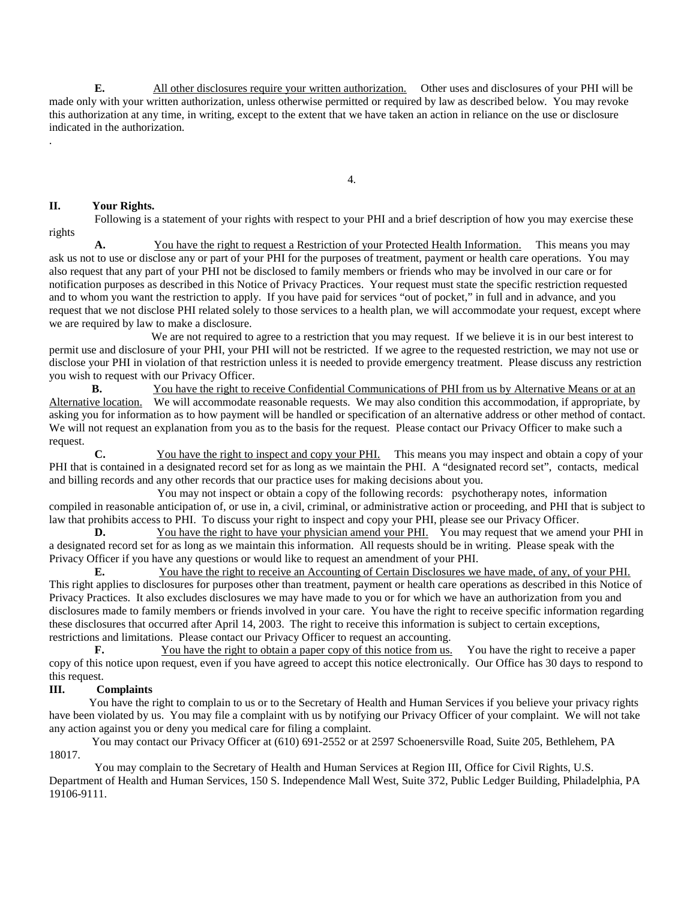**E.** <u>All other disclosures require your written authorization.</u> Other uses and disclosures of your PHI will be made only with your written authorization, unless otherwise permitted or required by law as described below. You may revoke this authorization at any time, in writing, except to the extent that we have taken an action in reliance on the use or disclosure indicated in the authorization.

.

## II. Your Rights.

Following is a statement of your rights with respect to your PHI and a brief description of how you may exercise these rights

**A.** <u>You have the right to request a Restriction of your Protected Health Information.</u> This means you may ask us not to use or disclose any or part of your PHI for the purposes of treatment, payment or health care operations. You may also request that any part of your PHI not be disclosed to family members or friends who may be involved in our care or for notification purposes as described in this Notice of Privacy Practices. Your request must state the specific restriction requested and to whom you want the restriction to apply. If you have paid for services "out of pocket," in full and in advance, and you request that we not disclose PHI related solely to those services to a health plan, we will accommodate your request, except where we are required by law to make a disclosure.

We are not required to agree to a restriction that you may request. If we believe it is in our best interest to permit use and disclosure of your PHI, your PHI will not be restricted. If we agree to the requested restriction, we may not use or disclose your PHI in violation of that restriction unless it is needed to provide emergency treatment. Please discuss any restriction you wish to request with our Privacy Officer.

**B.** <u>You have the right to receive Confidential Communications of PHI from us by Alternative Means or at an Alternative location.</u> We will accommodate reasonable requests. We may also condition this accommodation, if appropriate, by asking you for information as to how payment will be handled or specification of an alternative address or other method of contact. We will not request an explanation from you as to the basis for the request. Please contact our Privacy Officer to make such a request.

**C.** <u>You have the right to inspect and copy your PHI.</u> This means you may inspect and obtain a copy of your PHI that is contained in a designated record set for as long as we maintain the PHI. A "designated record set", contacts, medical and billing records and any other records that our practice uses for making decisions about you.

You may not inspect or obtain a copy of the following records: psychotherapy notes, information compiled in reasonable anticipation of, or use in, a civil, criminal, or administrative action or proceeding, and PHI that is subject to law that prohibits access to PHI. To discuss your right to inspect and copy your PHI, please see our Privacy Officer.

**D.** <u>You have the right to have your physician amend your PHI.</u> You may request that we amend your PHI in a designated record set for as long as we maintain this information. All requests should be in writing. Please speak with the Privacy Officer if you have any questions or would like to request an amendment of your PHI.

**E.** <u>You have the right to receive an Accounting of Certain Disclosures we have made, of any, of your PHI.</u> This right applies to disclosures for purposes other than treatment, payment or health care operations as described in this Notice of Privacy Practices. It also excludes disclosures we may have made to you or for which we have an authorization from you and disclosures made to family members or friends involved in your care. You have the right to receive specific information regarding these disclosures that occurred after April 14, 2003. The right to receive this information is subject to certain exceptions, restrictions and limitations. Please contact our Privacy Officer to request an accounting.

**F.** <u>You have the right to obtain a paper copy of this notice from us.</u> You have the right to receive a paper copy of this notice upon request, even if you have agreed to accept this notice electronically. Our Office has 30 days to respond to this request.

## III. Complaints

You have the right to complain to us or to the Secretary of Health and Human Services if you believe your privacy rights have been violated by us. You may file a complaint with us by notifying our Privacy Officer of your complaint. We will not take any action against you or deny you medical care for filing a complaint.

You may contact our Privacy Officer at (610) 691-2552 or at 2597 Schoenersville Road, Suite 205, Bethlehem, PA 18017.

You may complain to the Secretary of Health and Human Services at Region III, Office for Civil Rights, U.S. Department of Health and Human Services, 150 S. Independence Mall West, Suite 372, Public Ledger Building, Philadelphia, PA 19106-9111.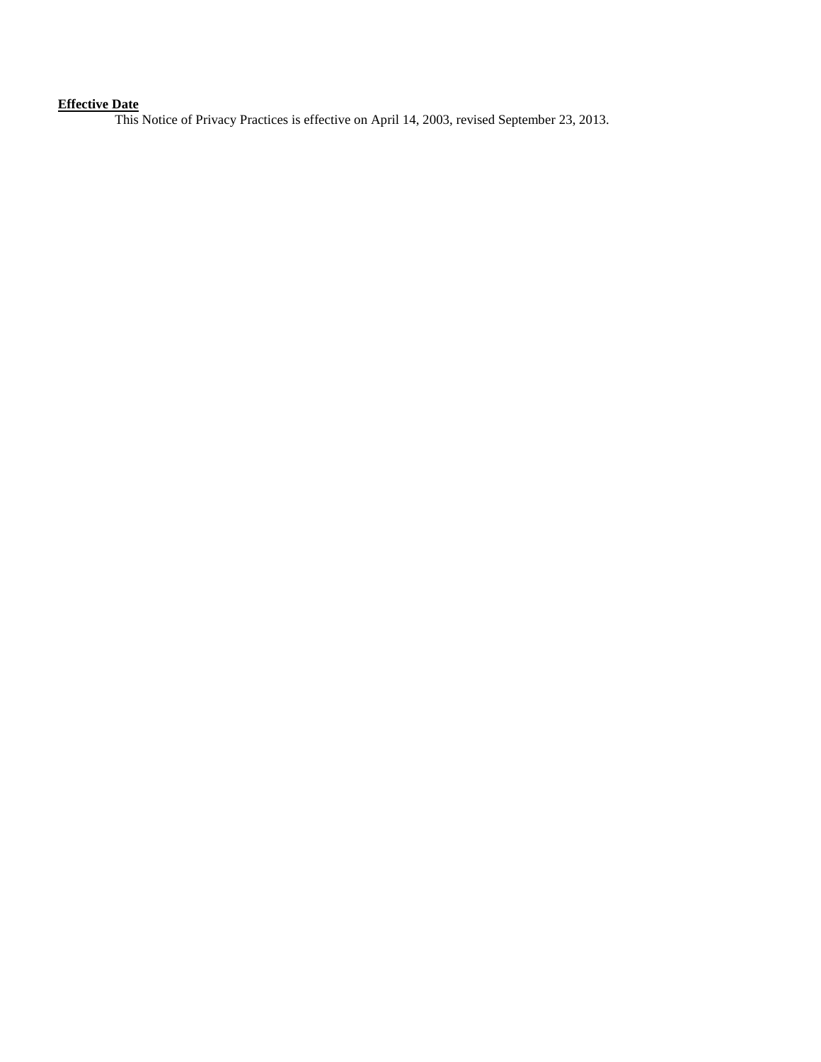**Effective Date**

This Notice of Privacy Practices is effective on April 14, 2003, revised September 23, 2013.